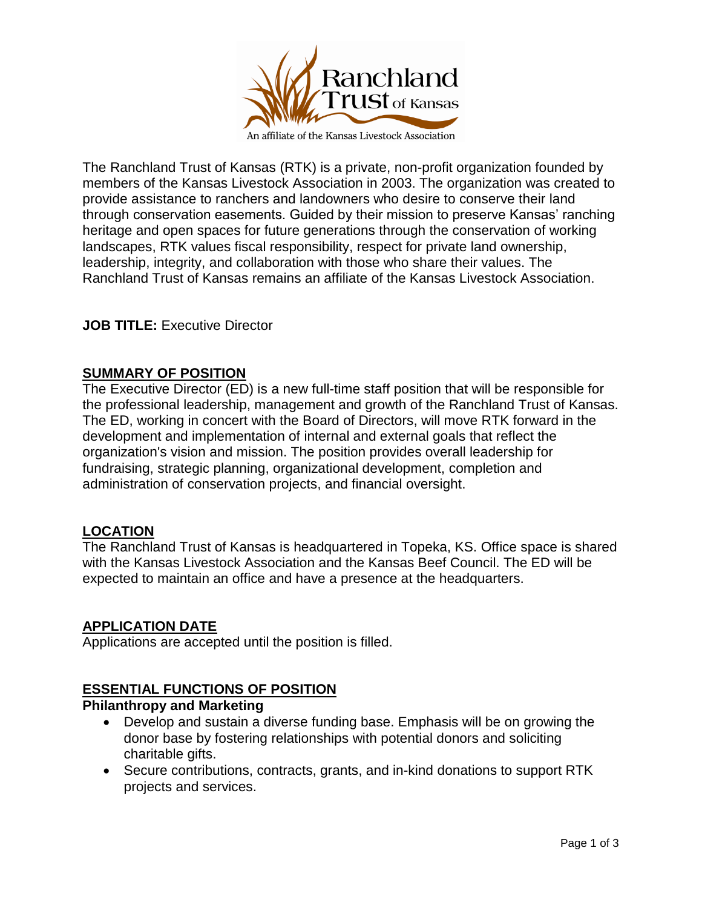Ranchland Trust of Kansas

An affiliate of the Kansas Livestock Association

The Ranchland Trust of Kansas (RTK) is a private, non-profit organization founded by members of the Kansas Livestock Association in 2003. The organization was created to provide assistance to ranchers and landowners who desire to conserve their land through conservation easements. Guided by their mission to preserve Kansas' ranching heritage and open spaces for future generations through the conservation of working landscapes, RTK values fiscal responsibility, respect for private land ownership, leadership, integrity, and collaboration with those who share their values. The Ranchland Trust of Kansas remains an affiliate of the Kansas Livestock Association.

**JOB TITLE:** Executive Director

## SUMMARY OF POSITION

The Executive Director (ED) is a new full-time staff position that will be responsible for the professional leadership, management and growth of the Ranchland Trust of Kansas. The ED, working in concert with the Board of Directors, will move RTK forward in the development and implementation of internal and external goals that reflect the organization's vision and mission. The position provides overall leadership for fundraising, strategic planning, organizational development, completion and administration of conservation projects, and financial oversight.

## LOCATION

The Ranchland Trust of Kansas is headquartered in Topeka, KS. Office space is shared with the Kansas Livestock Association and the Kansas Beef Council. The ED will be expected to maintain an office and have a presence at the headquarters.

## APPLICATION DATE

Applications are accepted until the position is filled.

## ESSENTIAL FUNCTIONS OF POSITION

### Philanthropy and Marketing

- Develop and sustain a diverse funding base. Emphasis will be on growing the donor base by fostering relationships with potential donors and soliciting charitable gifts.
- Secure contributions, contracts, grants, and in-kind donations to support RTK projects and services.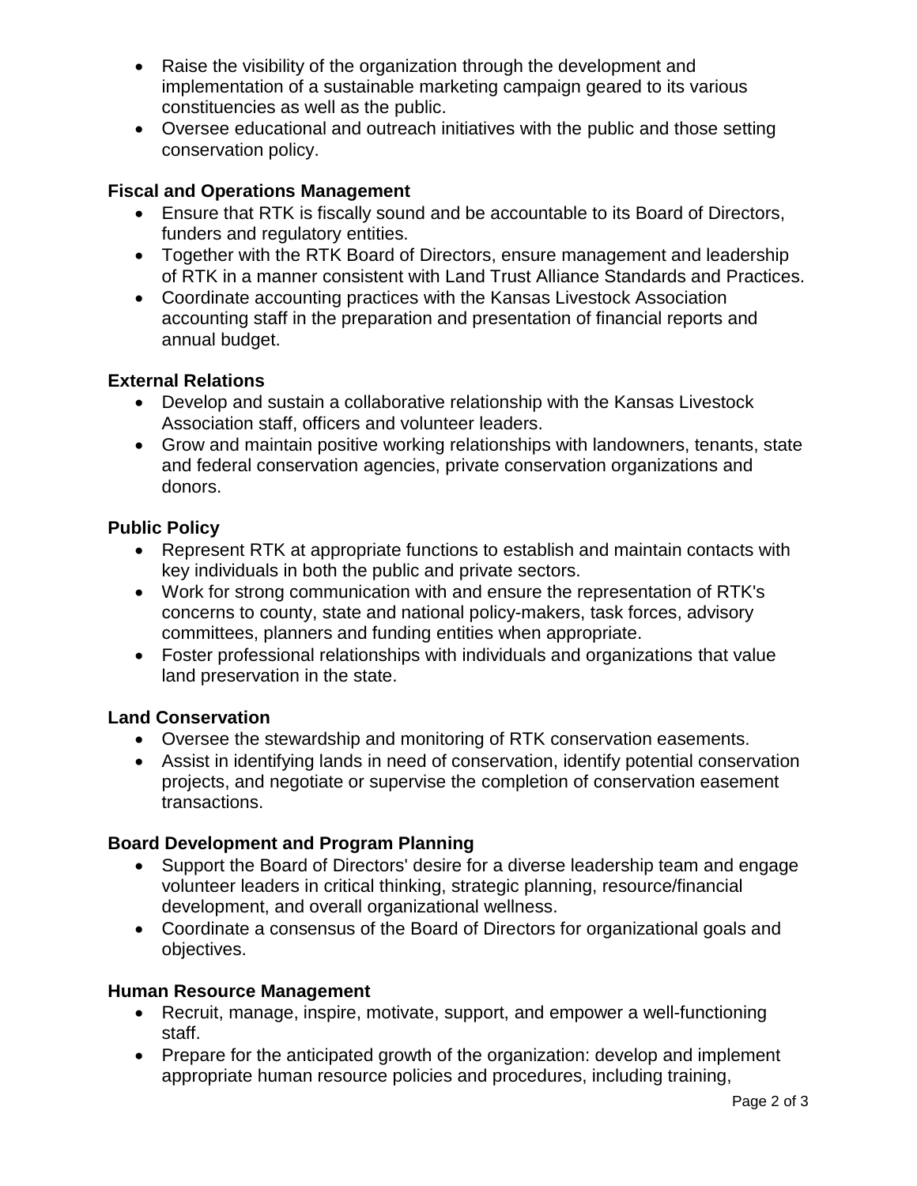- Raise the visibility of the organization through the development and implementation of a sustainable marketing campaign geared to its various constituencies as well as the public.
- Oversee educational and outreach initiatives with the public and those setting conservation policy.

**Fiscal and Operations Management**

- Ensure that RTK is fiscally sound and be accountable to its Board of Directors, funders and regulatory entities.
- Together with the RTK Board of Directors, ensure management and leadership of RTK in a manner consistent with Land Trust Alliance Standards and Practices.
- Coordinate accounting practices with the Kansas Livestock Association accounting staff in the preparation and presentation of financial reports and annual budget.

**External Relations**

- Develop and sustain a collaborative relationship with the Kansas Livestock Association staff, officers and volunteer leaders.
- Grow and maintain positive working relationships with landowners, tenants, state and federal conservation agencies, private conservation organizations and donors.

**Public Policy**

- Represent RTK at appropriate functions to establish and maintain contacts with key individuals in both the public and private sectors.
- Work for strong communication with and ensure the representation of RTK's concerns to county, state and national policy-makers, task forces, advisory committees, planners and funding entities when appropriate.
- Foster professional relationships with individuals and organizations that value land preservation in the state.

**Land Conservation**

- Oversee the stewardship and monitoring of RTK conservation easements.
- Assist in identifying lands in need of conservation, identify potential conservation projects, and negotiate or supervise the completion of conservation easement transactions.

**Board Development and Program Planning**

- Support the Board of Directors' desire for a diverse leadership team and engage volunteer leaders in critical thinking, strategic planning, resource/financial development, and overall organizational wellness.
- Coordinate a consensus of the Board of Directors for organizational goals and objectives.

**Human Resource Management**

- Recruit, manage, inspire, motivate, support, and empower a well-functioning staff.
- Prepare for the anticipated growth of the organization: develop and implement appropriate human resource policies and procedures, including training,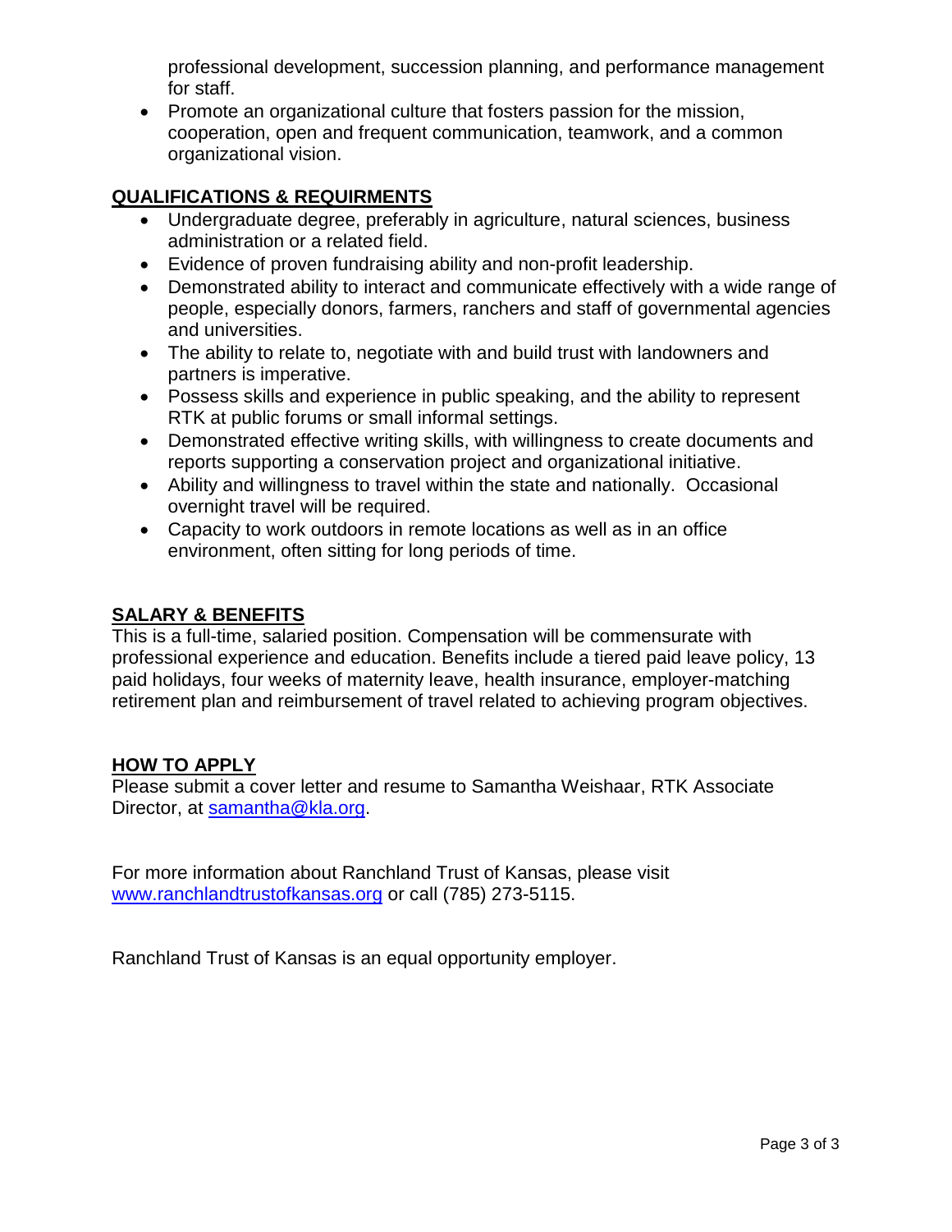professional development, succession planning, and performance management for staff.
- Promote an organizational culture that fosters passion for the mission, cooperation, open and frequent communication, teamwork, and a common organizational vision.

## QUALIFICATIONS & REQUIRMENTS

- Undergraduate degree, preferably in agriculture, natural sciences, business administration or a related field.
- Evidence of proven fundraising ability and non-profit leadership.
- Demonstrated ability to interact and communicate effectively with a wide range of people, especially donors, farmers, ranchers and staff of governmental agencies and universities.
- The ability to relate to, negotiate with and build trust with landowners and partners is imperative.
- Possess skills and experience in public speaking, and the ability to represent RTK at public forums or small informal settings.
- Demonstrated effective writing skills, with willingness to create documents and reports supporting a conservation project and organizational initiative.
- Ability and willingness to travel within the state and nationally. Occasional overnight travel will be required.
- Capacity to work outdoors in remote locations as well as in an office environment, often sitting for long periods of time.

## SALARY & BENEFITS

This is a full-time, salaried position. Compensation will be commensurate with professional experience and education. Benefits include a tiered paid leave policy, 13 paid holidays, four weeks of maternity leave, health insurance, employer-matching retirement plan and reimbursement of travel related to achieving program objectives.

## HOW TO APPLY

Please submit a cover letter and resume to Samantha Weishaar, RTK Associate Director, at samantha@kla.org.

For more information about Ranchland Trust of Kansas, please visit www.ranchlandtrustofkansas.org or call (785) 273-5115.

Ranchland Trust of Kansas is an equal opportunity employer.